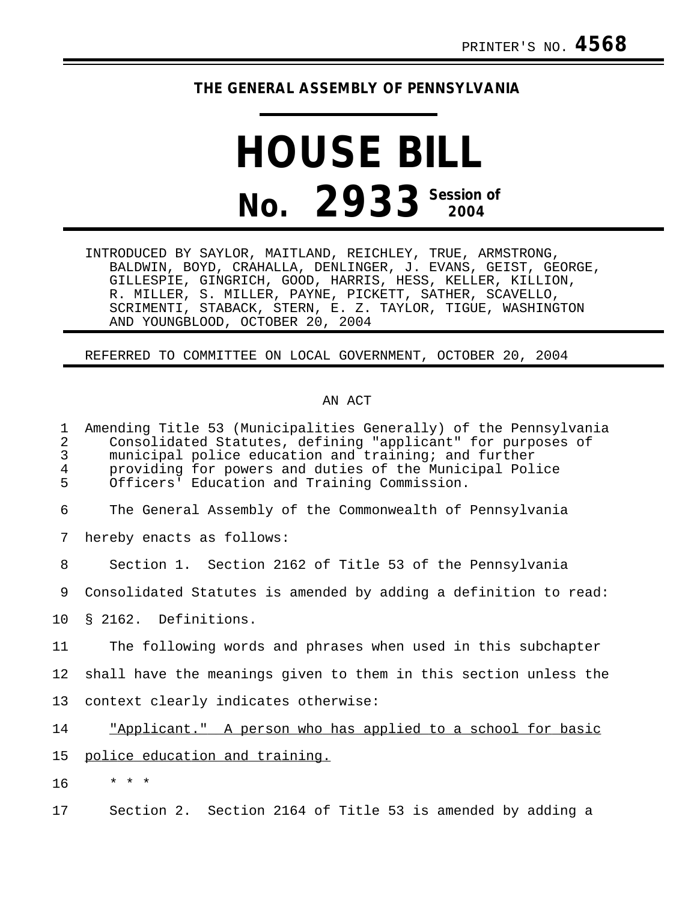PRINTER'S NO. **4568**

**THE GENERAL ASSEMBLY OF PENNSYLVANIA**

# HOUSE BILL

# No. 2933 Session of 2004

INTRODUCED BY SAYLOR, MAITLAND, REICHLEY, TRUE, ARMSTRONG, BALDWIN, BOYD, CRAHALLA, DENLINGER, J. EVANS, GEIST, GEORGE, GILLESPIE, GINGRICH, GOOD, HARRIS, HESS, KELLER, KILLION, R. MILLER, S. MILLER, PAYNE, PICKETT, SATHER, SCAVELLO, SCRIMENTI, STABACK, STERN, E. Z. TAYLOR, TIGUE, WASHINGTON AND YOUNGBLOOD, OCTOBER 20, 2004

REFERRED TO COMMITTEE ON LOCAL GOVERNMENT, OCTOBER 20, 2004

AN ACT

Amending Title 53 (Municipalities Generally) of the Pennsylvania Consolidated Statutes, defining "applicant" for purposes of municipal police education and training; and further providing for powers and duties of the Municipal Police Officers' Education and Training Commission.

The General Assembly of the Commonwealth of Pennsylvania hereby enacts as follows:

Section 1. Section 2162 of Title 53 of the Pennsylvania Consolidated Statutes is amended by adding a definition to read:

§ 2162. Definitions.

The following words and phrases when used in this subchapter shall have the meanings given to them in this section unless the context clearly indicates otherwise:

<u>"Applicant." A person who has applied to a school for basic police education and training.</u>

\* \* \*

Section 2. Section 2164 of Title 53 is amended by adding a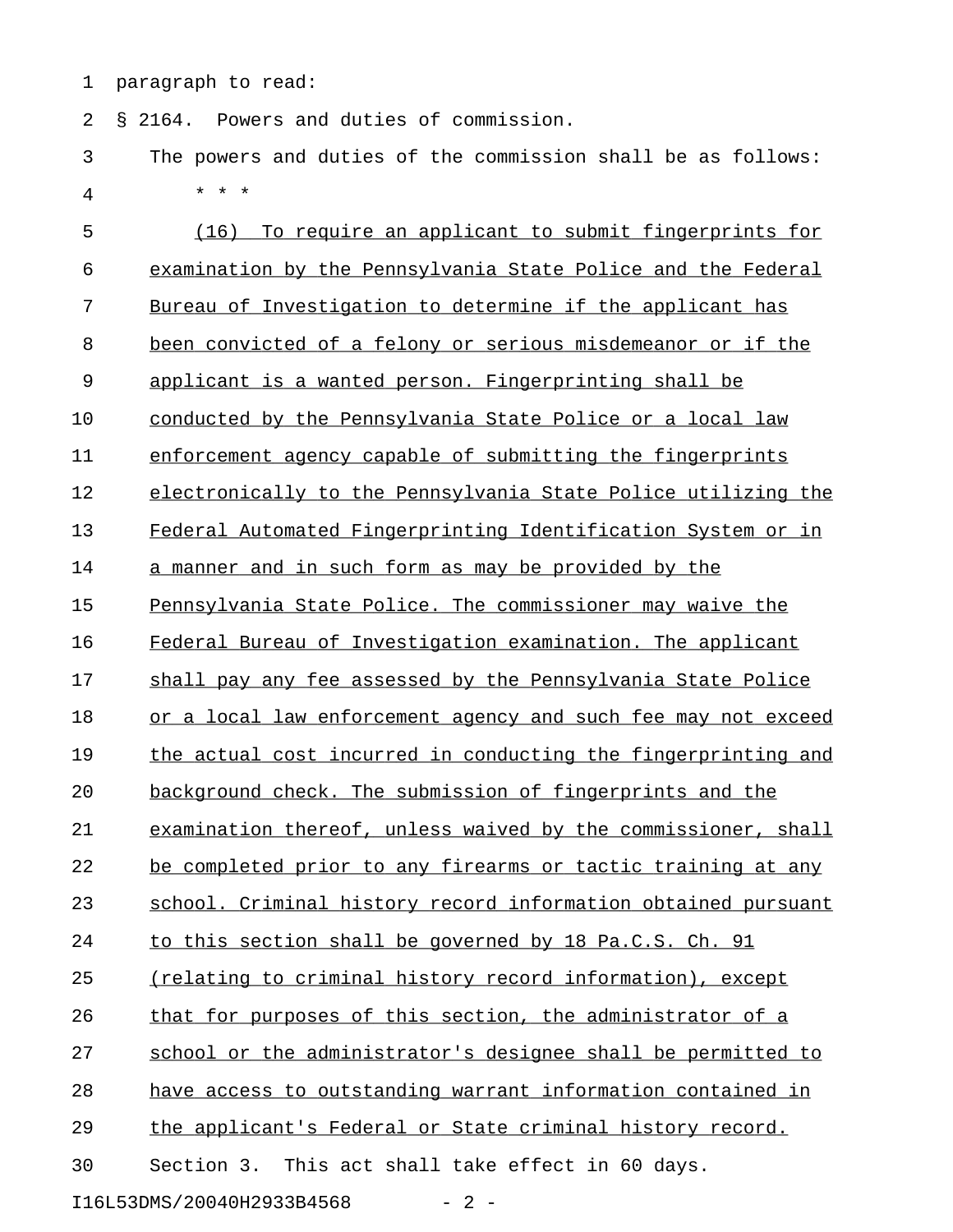paragraph to read:

§ 2164. Powers and duties of commission.

The powers and duties of the commission shall be as follows:

* * *

(16) To require an applicant to submit fingerprints for examination by the Pennsylvania State Police and the Federal Bureau of Investigation to determine if the applicant has been convicted of a felony or serious misdemeanor or if the applicant is a wanted person. Fingerprinting shall be conducted by the Pennsylvania State Police or a local law enforcement agency capable of submitting the fingerprints electronically to the Pennsylvania State Police utilizing the Federal Automated Fingerprinting Identification System or in a manner and in such form as may be provided by the Pennsylvania State Police. The commissioner may waive the Federal Bureau of Investigation examination. The applicant shall pay any fee assessed by the Pennsylvania State Police or a local law enforcement agency and such fee may not exceed the actual cost incurred in conducting the fingerprinting and background check. The submission of fingerprints and the examination thereof, unless waived by the commissioner, shall be completed prior to any firearms or tactic training at any school. Criminal history record information obtained pursuant to this section shall be governed by 18 Pa.C.S. Ch. 91 (relating to criminal history record information), except that for purposes of this section, the administrator of a school or the administrator's designee shall be permitted to have access to outstanding warrant information contained in the applicant's Federal or State criminal history record.

Section 3. This act shall take effect in 60 days.